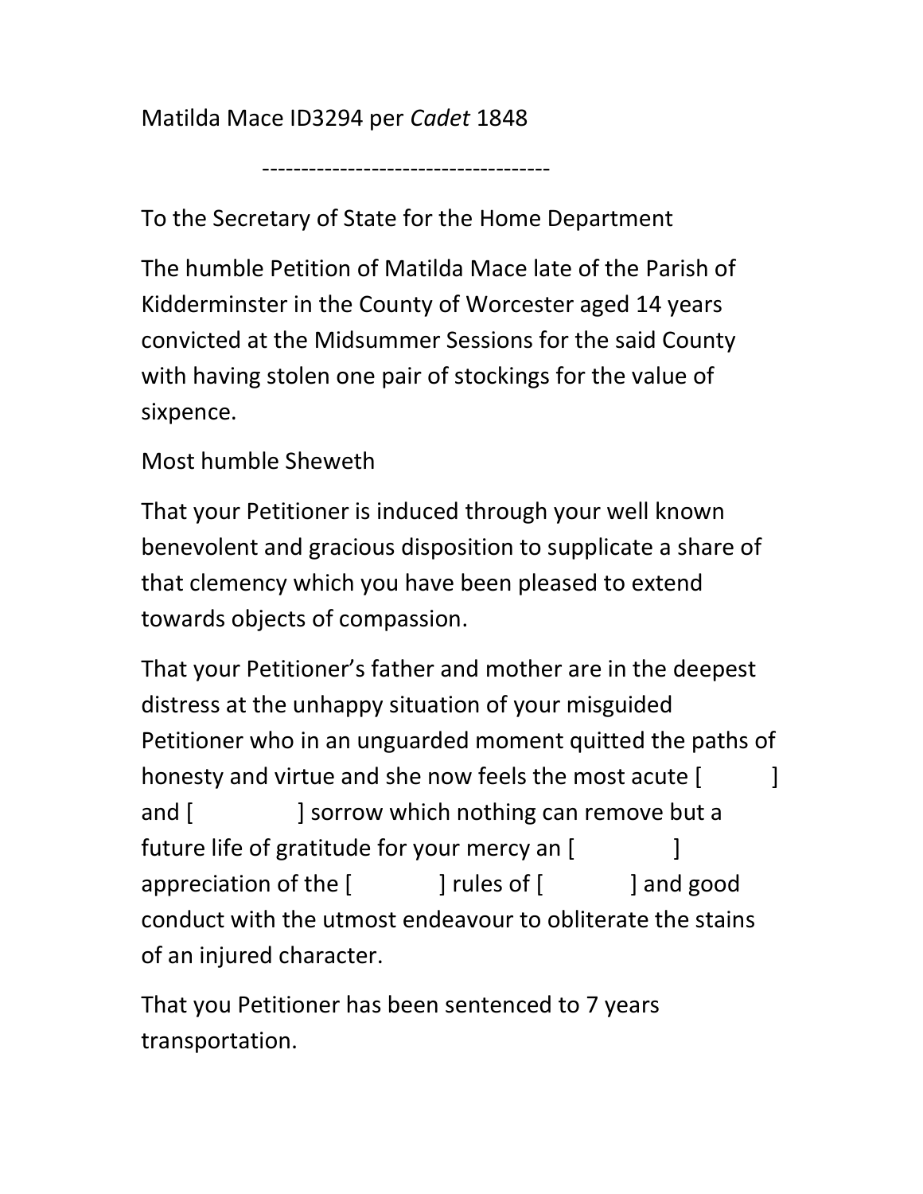Matilda Mace ID3294 per *Cadet* 1848

------------------------------------

To the Secretary of State for the Home Department

The humble Petition of Matilda Mace late of the Parish of Kidderminster in the County of Worcester aged 14 years convicted at the Midsummer Sessions for the said County with having stolen one pair of stockings for the value of sixpence.

Most humble Sheweth

That your Petitioner is induced through your well known benevolent and gracious disposition to supplicate a share of that clemency which you have been pleased to extend towards objects of compassion.

That your Petitioner's father and mother are in the deepest distress at the unhappy situation of your misguided Petitioner who in an unguarded moment quitted the paths of honesty and virtue and she now feels the most acute [ ] and [ ] sorrow which nothing can remove but a future life of gratitude for your mercy an [ ] appreciation of the [ ] rules of [ ] and good conduct with the utmost endeavour to obliterate the stains of an injured character.

That you Petitioner has been sentenced to 7 years transportation.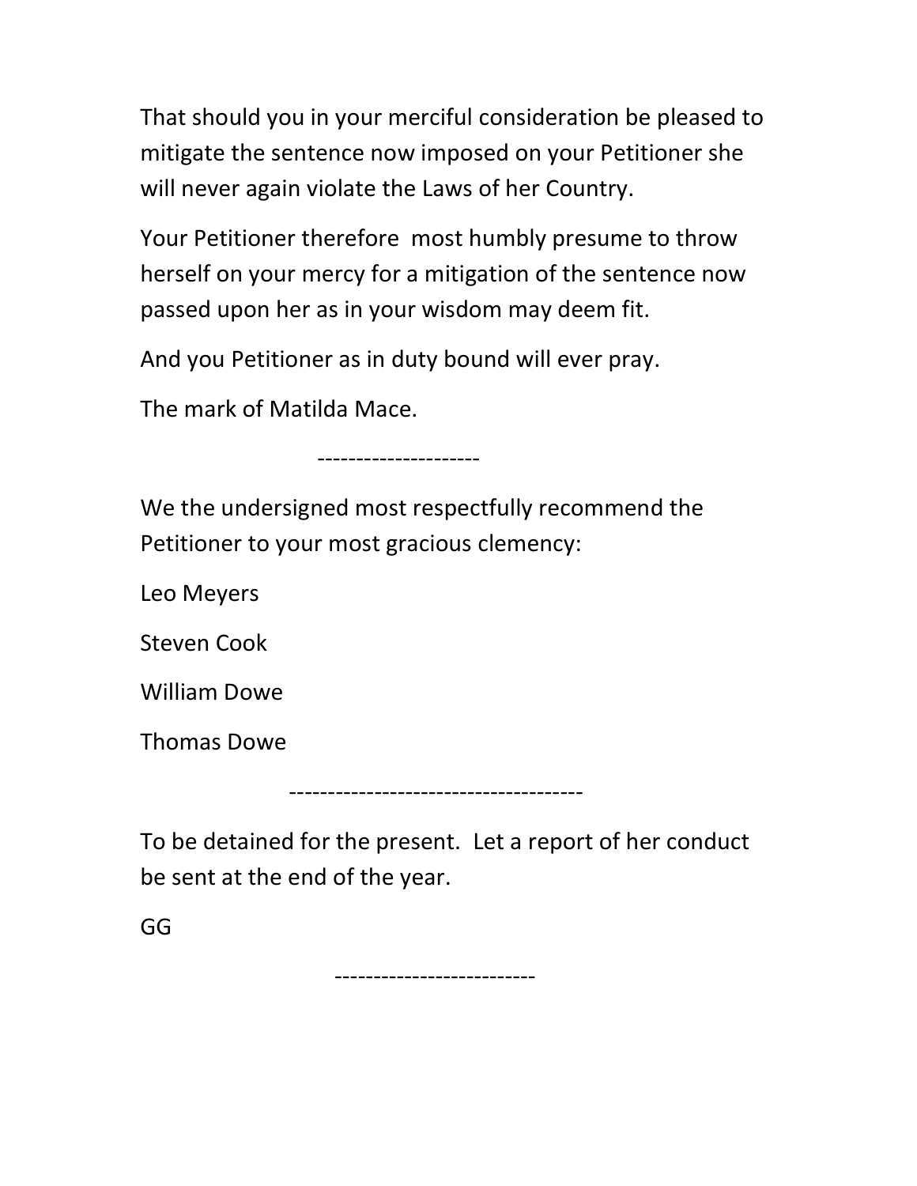That should you in your merciful consideration be pleased to mitigate the sentence now imposed on your Petitioner she will never again violate the Laws of her Country.

Your Petitioner therefore most humbly presume to throw herself on your mercy for a mitigation of the sentence now passed upon her as in your wisdom may deem fit.

And you Petitioner as in duty bound will ever pray.

The mark of Matilda Mace.

---------------------

We the undersigned most respectfully recommend the Petitioner to your most gracious clemency:

Leo Meyers

Steven Cook

William Dowe

Thomas Dowe

-------------------------------------

To be detained for the present. Let a report of her conduct be sent at the end of the year.

GG

-------------------------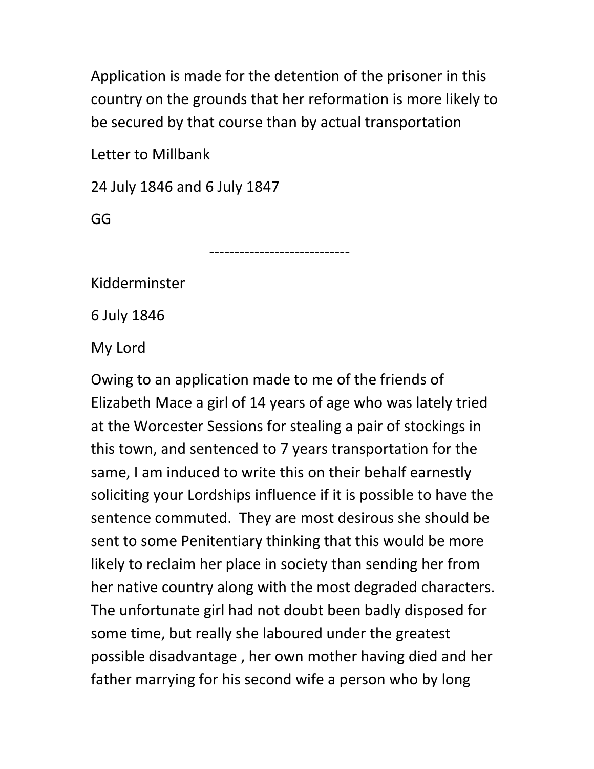Application is made for the detention of the prisoner in this country on the grounds that her reformation is more likely to be secured by that course than by actual transportation

Letter to Millbank

24 July 1846 and 6 July 1847

GG

---------------------------

Kidderminster

6 July 1846

My Lord

Owing to an application made to me of the friends of Elizabeth Mace a girl of 14 years of age who was lately tried at the Worcester Sessions for stealing a pair of stockings in this town, and sentenced to 7 years transportation for the same, I am induced to write this on their behalf earnestly soliciting your Lordships influence if it is possible to have the sentence commuted. They are most desirous she should be sent to some Penitentiary thinking that this would be more likely to reclaim her place in society than sending her from her native country along with the most degraded characters. The unfortunate girl had not doubt been badly disposed for some time, but really she laboured under the greatest possible disadvantage , her own mother having died and her father marrying for his second wife a person who by long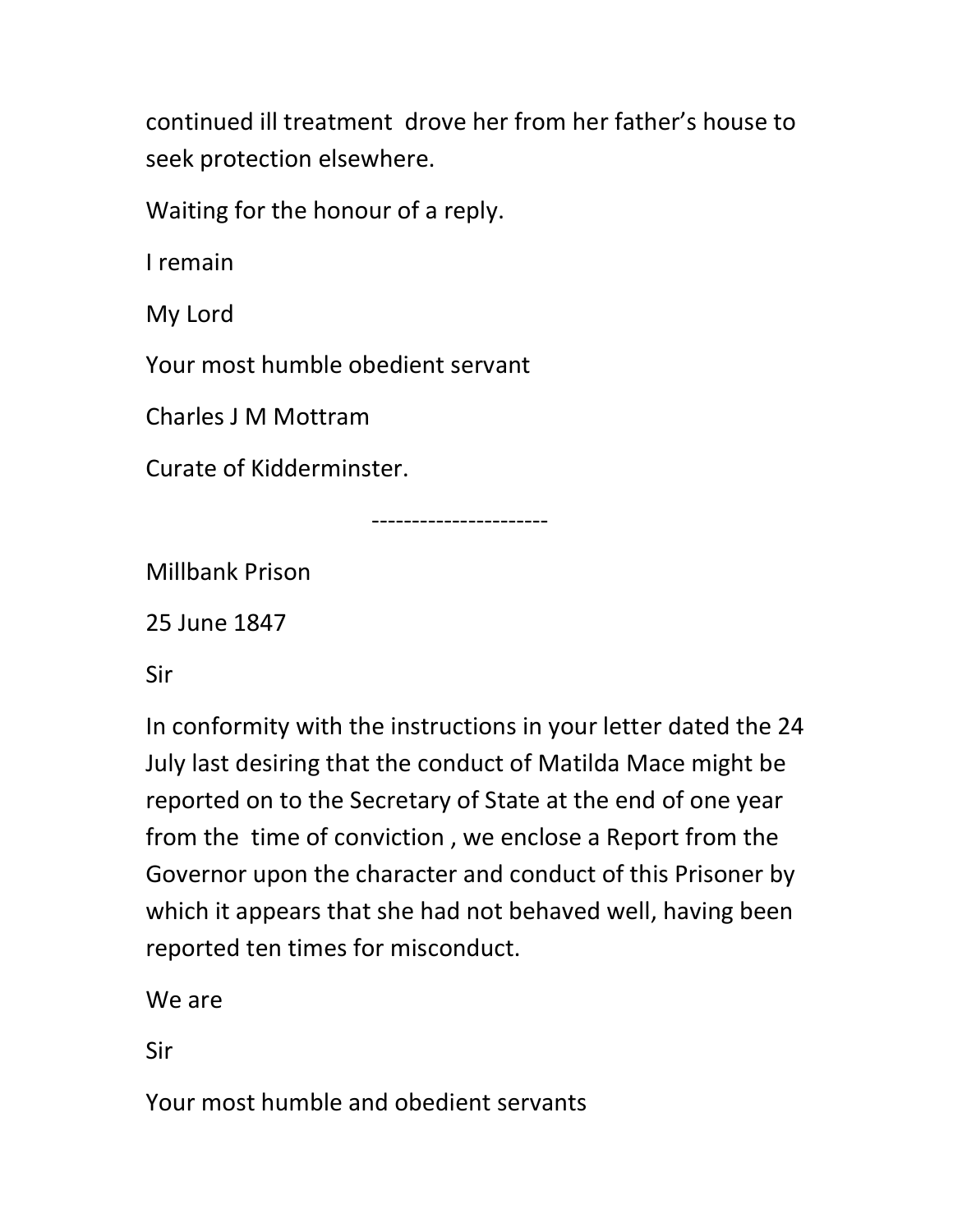continued ill treatment drove her from her father's house to seek protection elsewhere.

Waiting for the honour of a reply.

I remain

My Lord

Your most humble obedient servant

Charles J M Mottram

Curate of Kidderminster.

----------------------

Millbank Prison

25 June 1847

Sir

In conformity with the instructions in your letter dated the 24 July last desiring that the conduct of Matilda Mace might be reported on to the Secretary of State at the end of one year from the time of conviction , we enclose a Report from the Governor upon the character and conduct of this Prisoner by which it appears that she had not behaved well, having been reported ten times for misconduct.

We are

Sir

Your most humble and obedient servants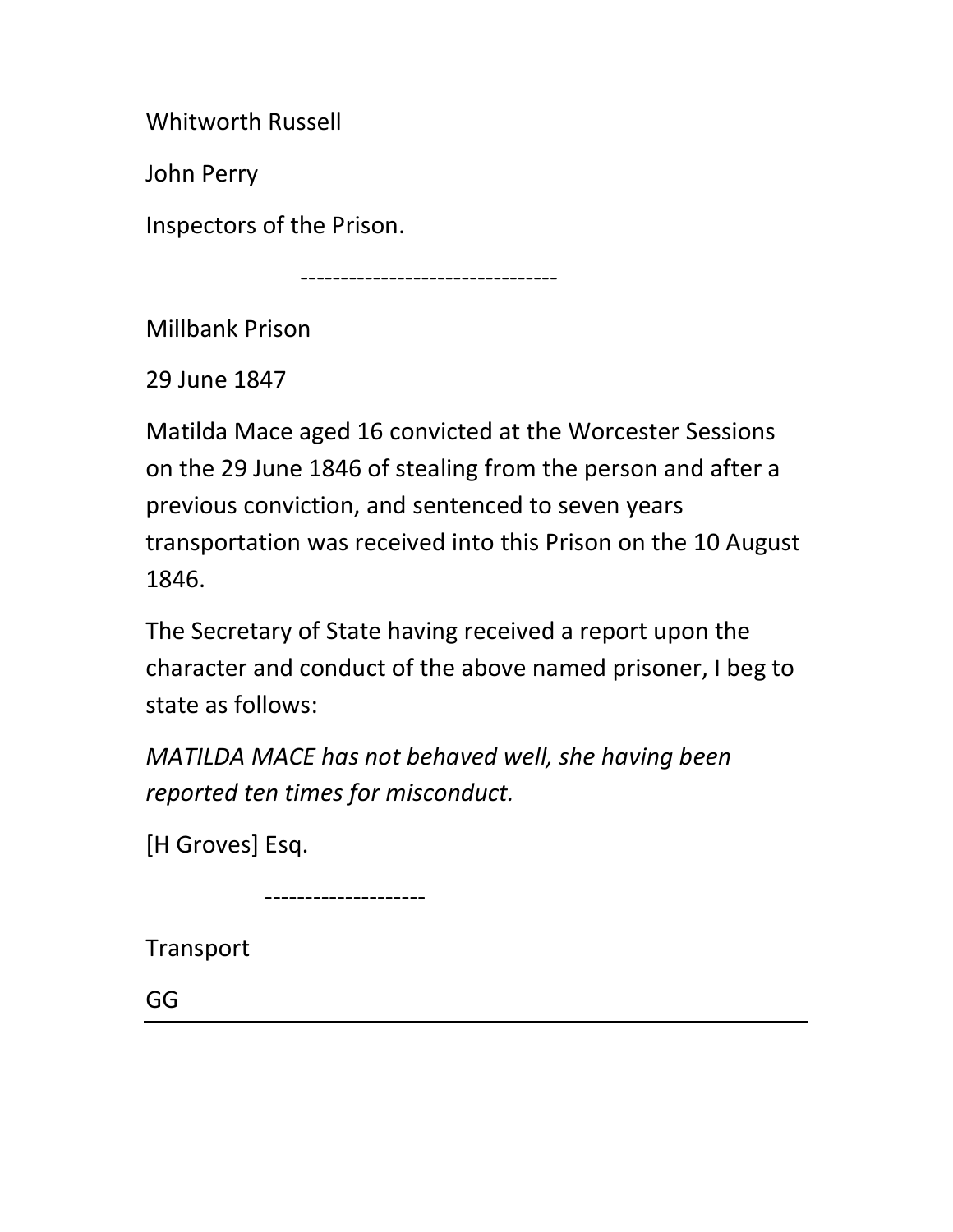Whitworth Russell

John Perry

Inspectors of the Prison.

--------------------------------

Millbank Prison

29 June 1847

Matilda Mace aged 16 convicted at the Worcester Sessions on the 29 June 1846 of stealing from the person and after a previous conviction, and sentenced to seven years transportation was received into this Prison on the 10 August 1846.

The Secretary of State having received a report upon the character and conduct of the above named prisoner, I beg to state as follows:

*MATILDA MACE has not behaved well, she having been reported ten times for misconduct.*

[H Groves] Esq.

--------------------

Transport

GG

---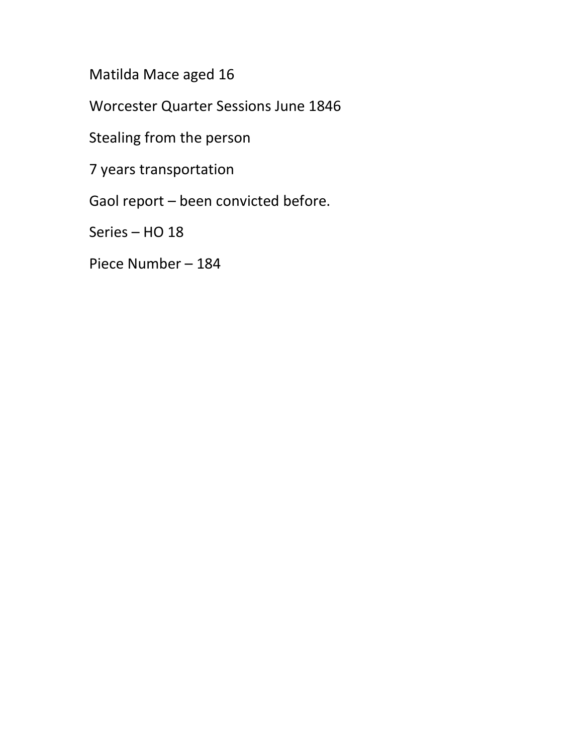Matilda Mace aged 16

Worcester Quarter Sessions June 1846

Stealing from the person

7 years transportation

Gaol report – been convicted before.

Series – HO 18

Piece Number – 184